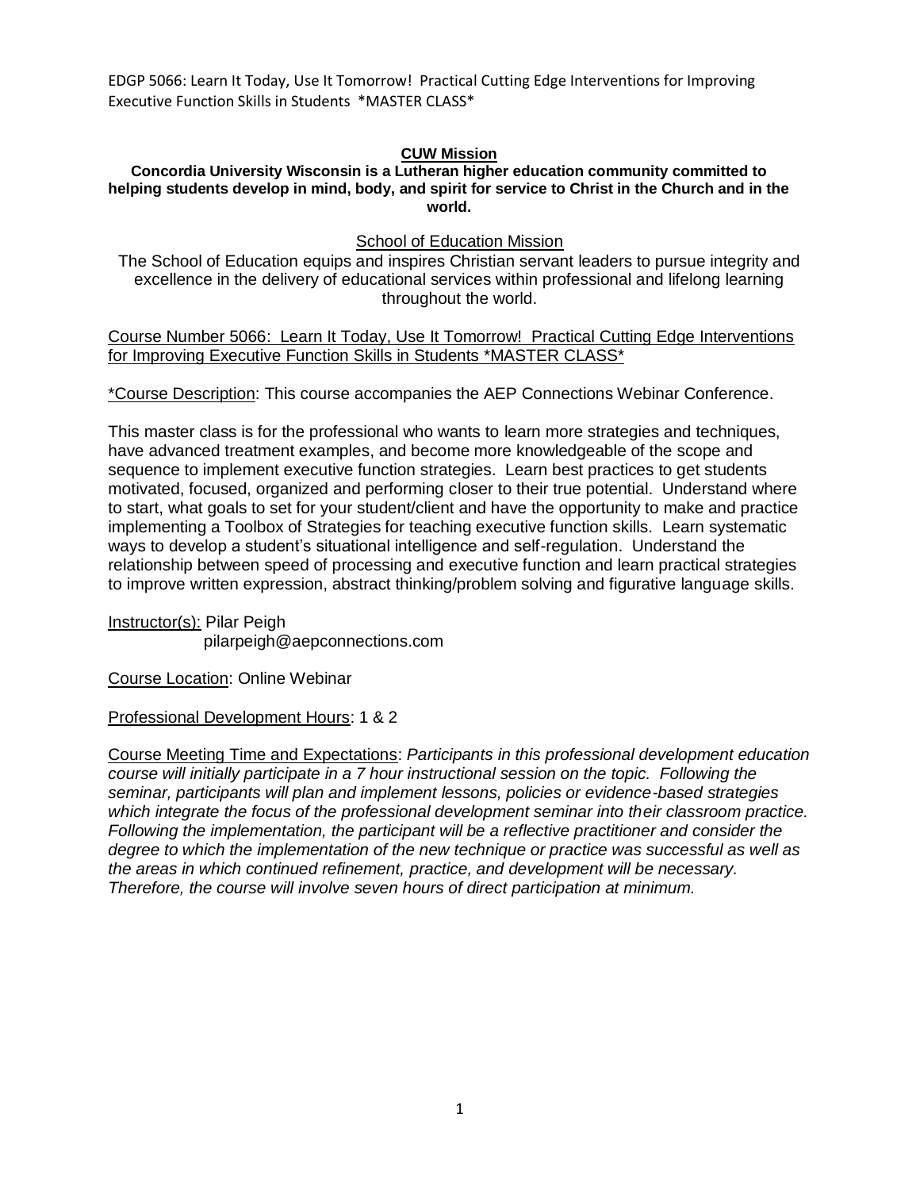EDGP 5066: Learn It Today, Use It Tomorrow! Practical Cutting Edge Interventions for Improving Executive Function Skills in Students *MASTER CLASS*

**CUW Mission**

**Concordia University Wisconsin is a Lutheran higher education community committed to helping students develop in mind, body, and spirit for service to Christ in the Church and in the world.**

School of Education Mission

The School of Education equips and inspires Christian servant leaders to pursue integrity and excellence in the delivery of educational services within professional and lifelong learning throughout the world.

Course Number 5066: Learn It Today, Use It Tomorrow! Practical Cutting Edge Interventions for Improving Executive Function Skills in Students *MASTER CLASS*

*Course Description: This course accompanies the AEP Connections Webinar Conference.

This master class is for the professional who wants to learn more strategies and techniques, have advanced treatment examples, and become more knowledgeable of the scope and sequence to implement executive function strategies. Learn best practices to get students motivated, focused, organized and performing closer to their true potential. Understand where to start, what goals to set for your student/client and have the opportunity to make and practice implementing a Toolbox of Strategies for teaching executive function skills. Learn systematic ways to develop a student's situational intelligence and self-regulation. Understand the relationship between speed of processing and executive function and learn practical strategies to improve written expression, abstract thinking/problem solving and figurative language skills.

Instructor(s): Pilar Peigh
pilarpeigh@aepconnections.com

Course Location: Online Webinar

Professional Development Hours: 1 & 2

Course Meeting Time and Expectations: *Participants in this professional development education course will initially participate in a 7 hour instructional session on the topic. Following the seminar, participants will plan and implement lessons, policies or evidence-based strategies which integrate the focus of the professional development seminar into their classroom practice. Following the implementation, the participant will be a reflective practitioner and consider the degree to which the implementation of the new technique or practice was successful as well as the areas in which continued refinement, practice, and development will be necessary. Therefore, the course will involve seven hours of direct participation at minimum.*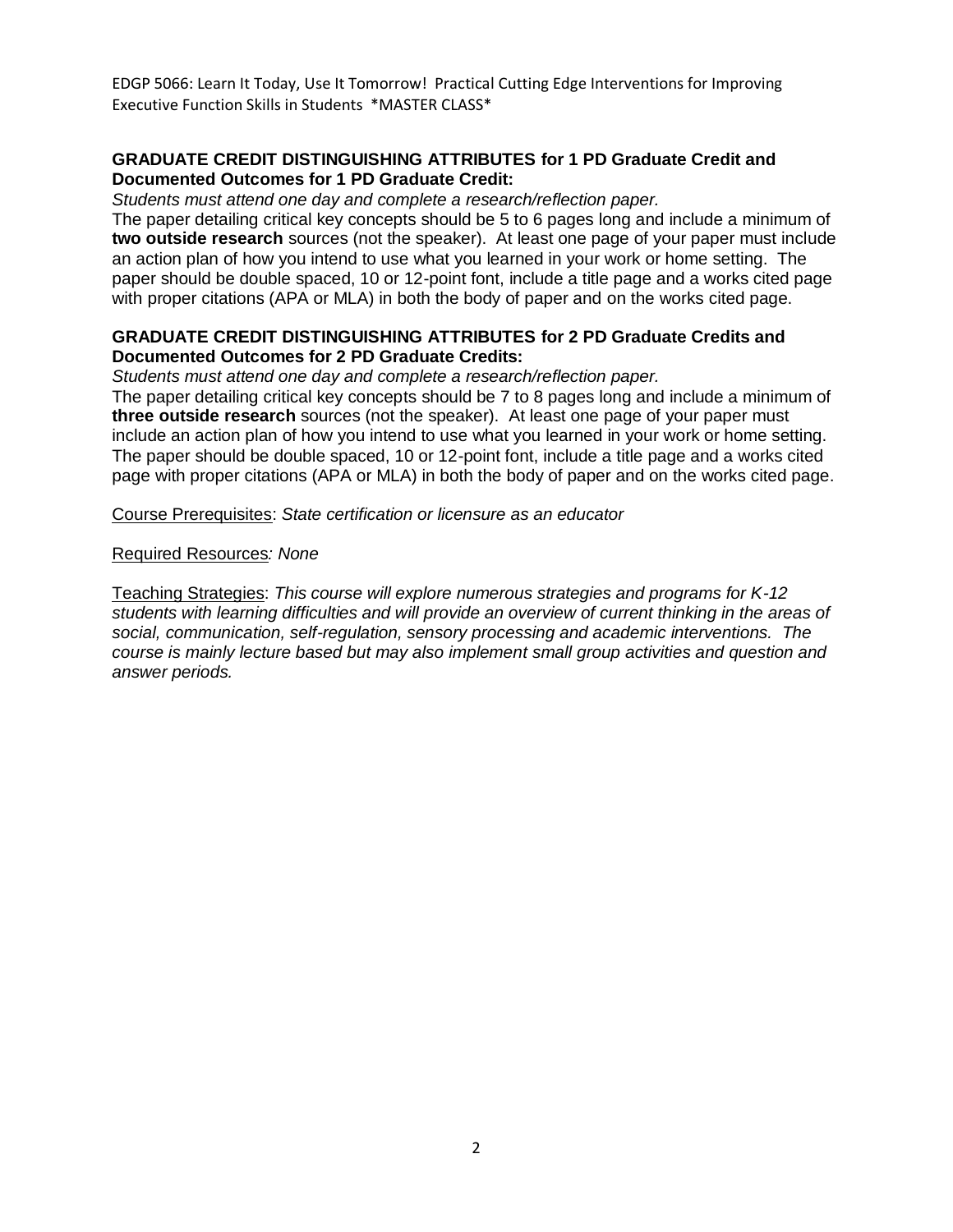**GRADUATE CREDIT DISTINGUISHING ATTRIBUTES for 1 PD Graduate Credit and Documented Outcomes for 1 PD Graduate Credit:**

*Students must attend one day and complete a research/reflection paper.*

The paper detailing critical key concepts should be 5 to 6 pages long and include a minimum of **two outside research** sources (not the speaker). At least one page of your paper must include an action plan of how you intend to use what you learned in your work or home setting. The paper should be double spaced, 10 or 12-point font, include a title page and a works cited page with proper citations (APA or MLA) in both the body of paper and on the works cited page.

**GRADUATE CREDIT DISTINGUISHING ATTRIBUTES for 2 PD Graduate Credits and Documented Outcomes for 2 PD Graduate Credits:**

*Students must attend one day and complete a research/reflection paper.*

The paper detailing critical key concepts should be 7 to 8 pages long and include a minimum of **three outside research** sources (not the speaker). At least one page of your paper must include an action plan of how you intend to use what you learned in your work or home setting. The paper should be double spaced, 10 or 12-point font, include a title page and a works cited page with proper citations (APA or MLA) in both the body of paper and on the works cited page.

<u>Course Prerequisites</u>: *State certification or licensure as an educator*

<u>Required Resources</u>*: None*

<u>Teaching Strategies</u>: *This course will explore numerous strategies and programs for K-12 students with learning difficulties and will provide an overview of current thinking in the areas of social, communication, self-regulation, sensory processing and academic interventions. The course is mainly lecture based but may also implement small group activities and question and answer periods.*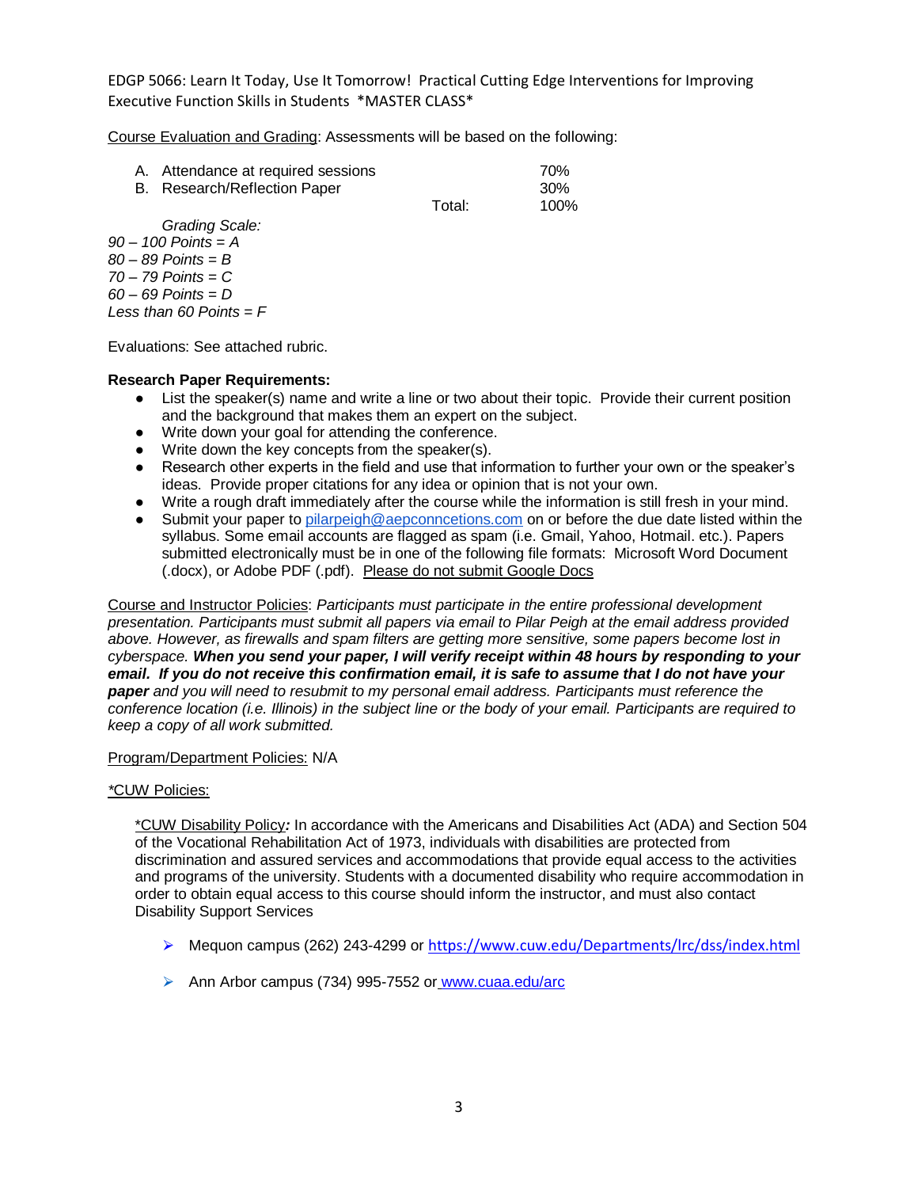EDGP 5066: Learn It Today, Use It Tomorrow! Practical Cutting Edge Interventions for Improving Executive Function Skills in Students *MASTER CLASS*

<u>Course Evaluation and Grading</u>: Assessments will be based on the following:

| | | |
|---|---|---|
| A. Attendance at required sessions | | 70% |
| B. Research/Reflection Paper | | 30% |
| | Total: | 100% |

*Grading Scale:*
*90 – 100 Points = A*
*80 – 89 Points = B*
*70 – 79 Points = C*
*60 – 69 Points = D*
*Less than 60 Points = F*

Evaluations: See attached rubric.

**Research Paper Requirements:**

- List the speaker(s) name and write a line or two about their topic. Provide their current position and the background that makes them an expert on the subject.
- Write down your goal for attending the conference.
- Write down the key concepts from the speaker(s).
- Research other experts in the field and use that information to further your own or the speaker's ideas. Provide proper citations for any idea or opinion that is not your own.
- Write a rough draft immediately after the course while the information is still fresh in your mind.
- Submit your paper to pilarpeigh@aepconncetions.com on or before the due date listed within the syllabus. Some email accounts are flagged as spam (i.e. Gmail, Yahoo, Hotmail. etc.). Papers submitted electronically must be in one of the following file formats: Microsoft Word Document (.docx), or Adobe PDF (.pdf). <u>Please do not submit Google Docs</u>

<u>Course and Instructor Policies</u>: *Participants must participate in the entire professional development presentation. Participants must submit all papers via email to Pilar Peigh at the email address provided above. However, as firewalls and spam filters are getting more sensitive, some papers become lost in cyberspace.* ***When you send your paper, I will verify receipt within 48 hours by responding to your email. If you do not receive this confirmation email, it is safe to assume that I do not have your paper*** *and you will need to resubmit to my personal email address. Participants must reference the conference location (i.e. Illinois) in the subject line or the body of your email. Participants are required to keep a copy of all work submitted.*

<u>Program/Department Policies:</u> N/A

<u>*CUW Policies:</u>

<u>*CUW Disability Policy</u>***:*** In accordance with the Americans and Disabilities Act (ADA) and Section 504 of the Vocational Rehabilitation Act of 1973, individuals with disabilities are protected from discrimination and assured services and accommodations that provide equal access to the activities and programs of the university. Students with a documented disability who require accommodation in order to obtain equal access to this course should inform the instructor, and must also contact Disability Support Services

- Mequon campus (262) 243-4299 or https://www.cuw.edu/Departments/lrc/dss/index.html
- Ann Arbor campus (734) 995-7552 or www.cuaa.edu/arc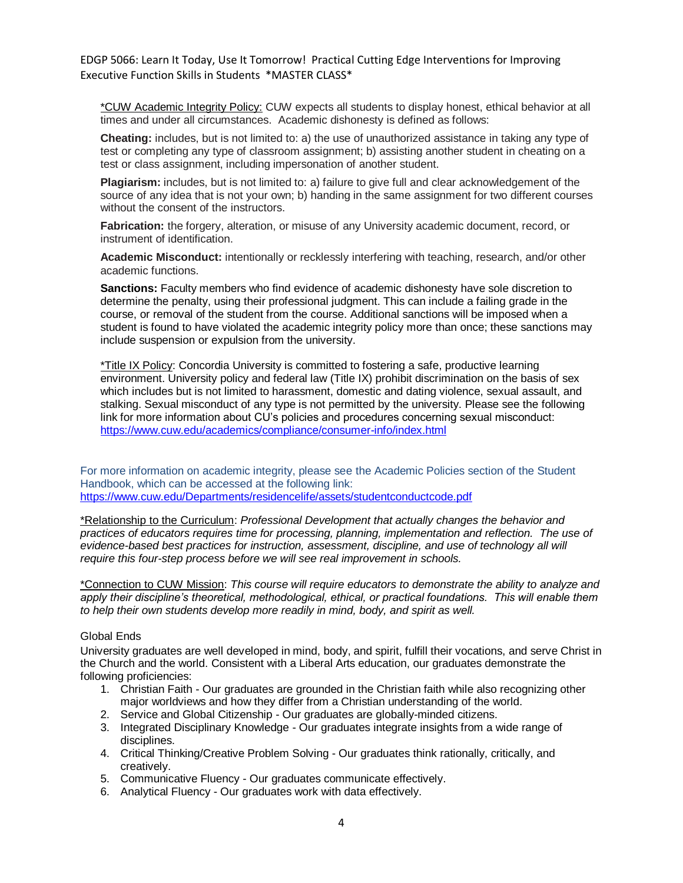*CUW Academic Integrity Policy: CUW expects all students to display honest, ethical behavior at all times and under all circumstances. Academic dishonesty is defined as follows:

**Cheating:** includes, but is not limited to: a) the use of unauthorized assistance in taking any type of test or completing any type of classroom assignment; b) assisting another student in cheating on a test or class assignment, including impersonation of another student.

**Plagiarism:** includes, but is not limited to: a) failure to give full and clear acknowledgement of the source of any idea that is not your own; b) handing in the same assignment for two different courses without the consent of the instructors.

**Fabrication:** the forgery, alteration, or misuse of any University academic document, record, or instrument of identification.

**Academic Misconduct:** intentionally or recklessly interfering with teaching, research, and/or other academic functions.

**Sanctions:** Faculty members who find evidence of academic dishonesty have sole discretion to determine the penalty, using their professional judgment. This can include a failing grade in the course, or removal of the student from the course. Additional sanctions will be imposed when a student is found to have violated the academic integrity policy more than once; these sanctions may include suspension or expulsion from the university.

*Title IX Policy: Concordia University is committed to fostering a safe, productive learning environment. University policy and federal law (Title IX) prohibit discrimination on the basis of sex which includes but is not limited to harassment, domestic and dating violence, sexual assault, and stalking. Sexual misconduct of any type is not permitted by the university. Please see the following link for more information about CU's policies and procedures concerning sexual misconduct: https://www.cuw.edu/academics/compliance/consumer-info/index.html

For more information on academic integrity, please see the Academic Policies section of the Student Handbook, which can be accessed at the following link: https://www.cuw.edu/Departments/residencelife/assets/studentconductcode.pdf

*Relationship to the Curriculum: *Professional Development that actually changes the behavior and practices of educators requires time for processing, planning, implementation and reflection. The use of evidence-based best practices for instruction, assessment, discipline, and use of technology all will require this four-step process before we will see real improvement in schools.*

*Connection to CUW Mission: *This course will require educators to demonstrate the ability to analyze and apply their discipline's theoretical, methodological, ethical, or practical foundations. This will enable them to help their own students develop more readily in mind, body, and spirit as well.*

Global Ends

University graduates are well developed in mind, body, and spirit, fulfill their vocations, and serve Christ in the Church and the world. Consistent with a Liberal Arts education, our graduates demonstrate the following proficiencies:

1. Christian Faith - Our graduates are grounded in the Christian faith while also recognizing other major worldviews and how they differ from a Christian understanding of the world.
2. Service and Global Citizenship - Our graduates are globally-minded citizens.
3. Integrated Disciplinary Knowledge - Our graduates integrate insights from a wide range of disciplines.
4. Critical Thinking/Creative Problem Solving - Our graduates think rationally, critically, and creatively.
5. Communicative Fluency - Our graduates communicate effectively.
6. Analytical Fluency - Our graduates work with data effectively.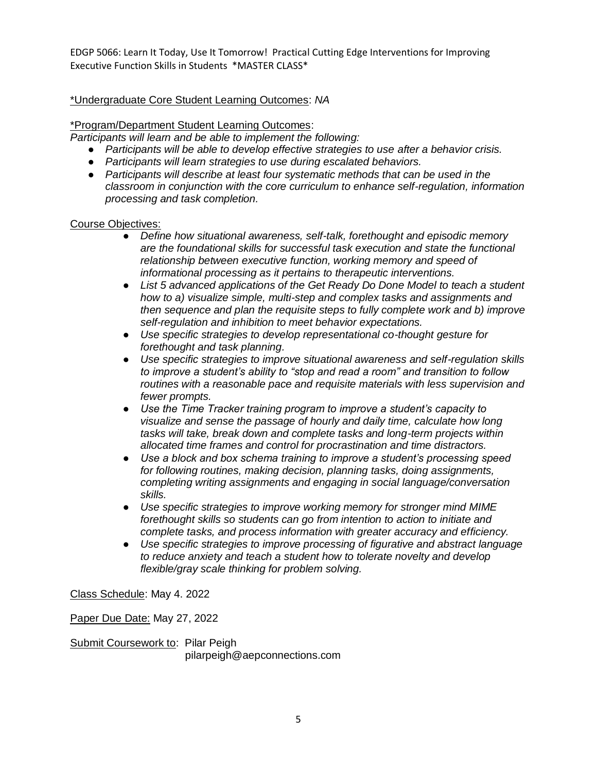EDGP 5066: Learn It Today, Use It Tomorrow! Practical Cutting Edge Interventions for Improving Executive Function Skills in Students *MASTER CLASS*

<u>*Undergraduate Core Student Learning Outcomes</u>: *NA*

<u>*Program/Department Student Learning Outcomes</u>:

*Participants will learn and be able to implement the following:*

- *Participants will be able to develop effective strategies to use after a behavior crisis.*
- *Participants will learn strategies to use during escalated behaviors.*
- *Participants will describe at least four systematic methods that can be used in the classroom in conjunction with the core curriculum to enhance self-regulation, information processing and task completion.*

<u>Course Objectives:</u>

- *Define how situational awareness, self-talk, forethought and episodic memory are the foundational skills for successful task execution and state the functional relationship between executive function, working memory and speed of informational processing as it pertains to therapeutic interventions.*
- *List 5 advanced applications of the Get Ready Do Done Model to teach a student how to a) visualize simple, multi-step and complex tasks and assignments and then sequence and plan the requisite steps to fully complete work and b) improve self-regulation and inhibition to meet behavior expectations.*
- *Use specific strategies to develop representational co-thought gesture for forethought and task planning.*
- *Use specific strategies to improve situational awareness and self-regulation skills to improve a student's ability to "stop and read a room" and transition to follow routines with a reasonable pace and requisite materials with less supervision and fewer prompts.*
- *Use the Time Tracker training program to improve a student's capacity to visualize and sense the passage of hourly and daily time, calculate how long tasks will take, break down and complete tasks and long-term projects within allocated time frames and control for procrastination and time distractors.*
- *Use a block and box schema training to improve a student's processing speed for following routines, making decision, planning tasks, doing assignments, completing writing assignments and engaging in social language/conversation skills.*
- *Use specific strategies to improve working memory for stronger mind MIME forethought skills so students can go from intention to action to initiate and complete tasks, and process information with greater accuracy and efficiency.*
- *Use specific strategies to improve processing of figurative and abstract language to reduce anxiety and teach a student how to tolerate novelty and develop flexible/gray scale thinking for problem solving.*

<u>Class Schedule</u>: May 4. 2022

<u>Paper Due Date:</u> May 27, 2022

<u>Submit Coursework to</u>: Pilar Peigh
pilarpeigh@aepconnections.com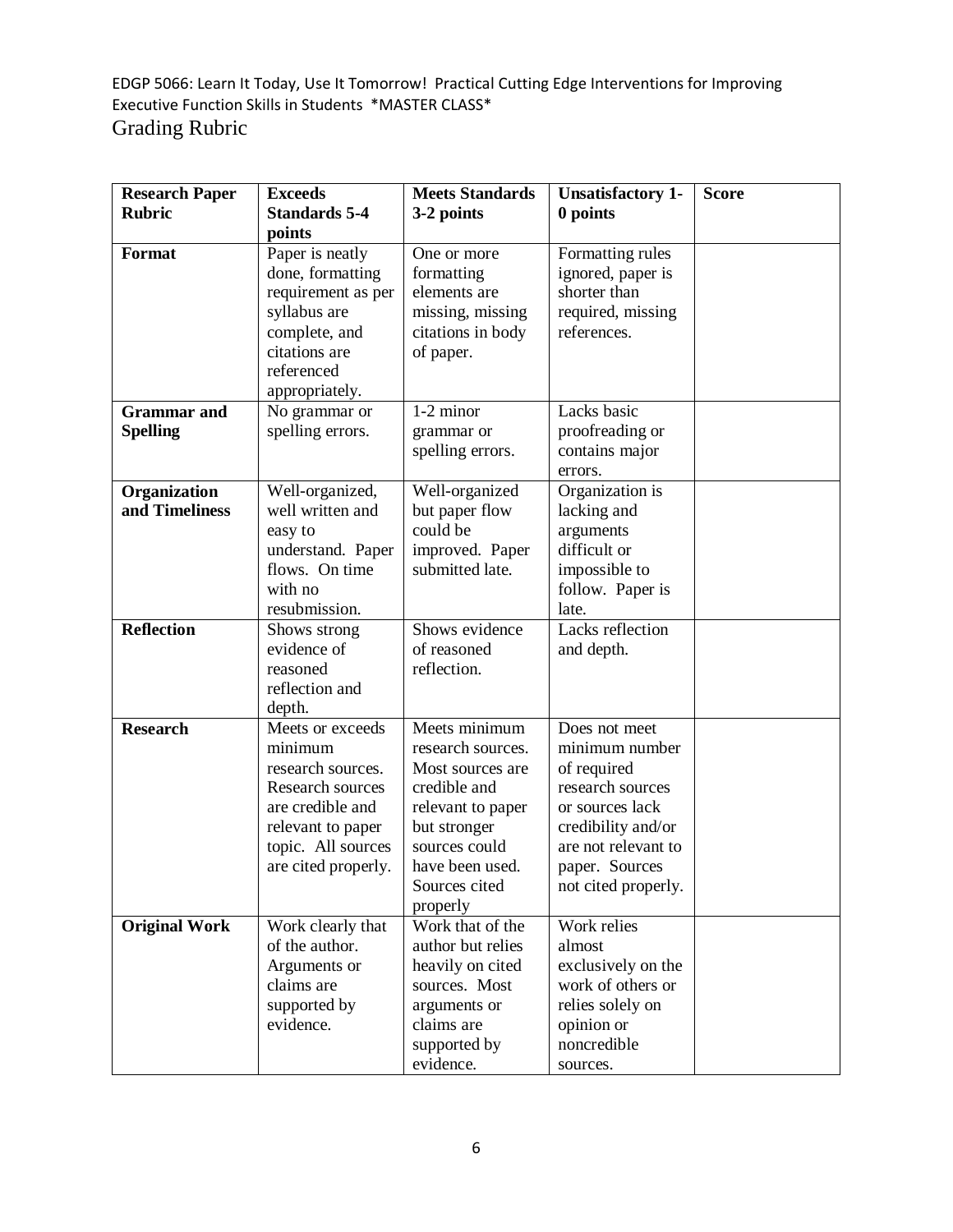EDGP 5066: Learn It Today, Use It Tomorrow! Practical Cutting Edge Interventions for Improving Executive Function Skills in Students *MASTER CLASS*

# Grading Rubric

| Research Paper Rubric | Exceeds Standards 5-4 points | Meets Standards 3-2 points | Unsatisfactory 1-0 points | Score |
|---|---|---|---|---|
| **Format** | Paper is neatly done, formatting requirement as per syllabus are complete, and citations are referenced appropriately. | One or more formatting elements are missing, missing citations in body of paper. | Formatting rules ignored, paper is shorter than required, missing references. | |
| **Grammar and Spelling** | No grammar or spelling errors. | 1-2 minor grammar or spelling errors. | Lacks basic proofreading or contains major errors. | |
| **Organization and Timeliness** | Well-organized, well written and easy to understand. Paper flows. On time with no resubmission. | Well-organized but paper flow could be improved. Paper submitted late. | Organization is lacking and arguments difficult or impossible to follow. Paper is late. | |
| **Reflection** | Shows strong evidence of reasoned reflection and depth. | Shows evidence of reasoned reflection. | Lacks reflection and depth. | |
| **Research** | Meets or exceeds minimum research sources. Research sources are credible and relevant to paper topic. All sources are cited properly. | Meets minimum research sources. Most sources are credible and relevant to paper but stronger sources could have been used. Sources cited properly | Does not meet minimum number of required research sources or sources lack credibility and/or are not relevant to paper. Sources not cited properly. | |
| **Original Work** | Work clearly that of the author. Arguments or claims are supported by evidence. | Work that of the author but relies heavily on cited sources. Most arguments or claims are supported by evidence. | Work relies almost exclusively on the work of others or relies solely on opinion or noncredible sources. | |